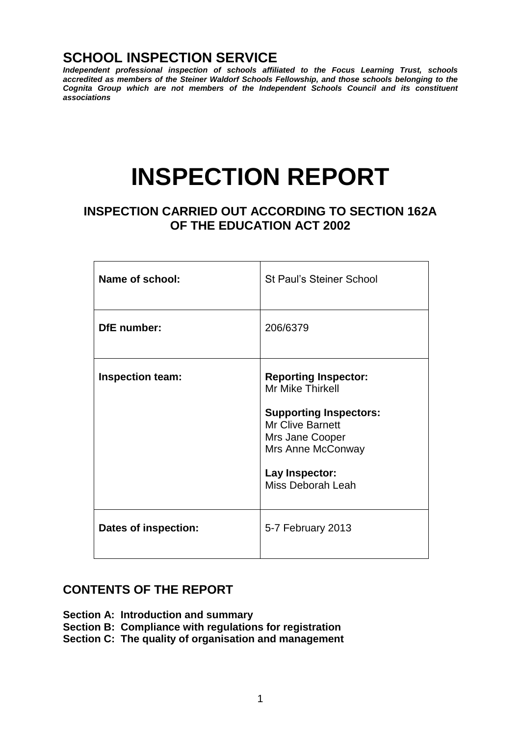# SCHOOL INSPECTION SERVICE

***Independent professional inspection of schools affiliated to the Focus Learning Trust, schools accredited as members of the Steiner Waldorf Schools Fellowship, and those schools belonging to the Cognita Group which are not members of the Independent Schools Council and its constituent associations***

# INSPECTION REPORT

## INSPECTION CARRIED OUT ACCORDING TO SECTION 162A OF THE EDUCATION ACT 2002

| | |
|---|---|
| **Name of school:** | St Paul's Steiner School |
| **DfE number:** | 206/6379 |
| **Inspection team:** | **Reporting Inspector:**<br>Mr Mike Thirkell<br><br>**Supporting Inspectors:**<br>Mr Clive Barnett<br>Mrs Jane Cooper<br>Mrs Anne McConway<br><br>**Lay Inspector:**<br>Miss Deborah Leah |
| **Dates of inspection:** | 5-7 February 2013 |

## CONTENTS OF THE REPORT

**Section A: Introduction and summary**
**Section B: Compliance with regulations for registration**
**Section C: The quality of organisation and management**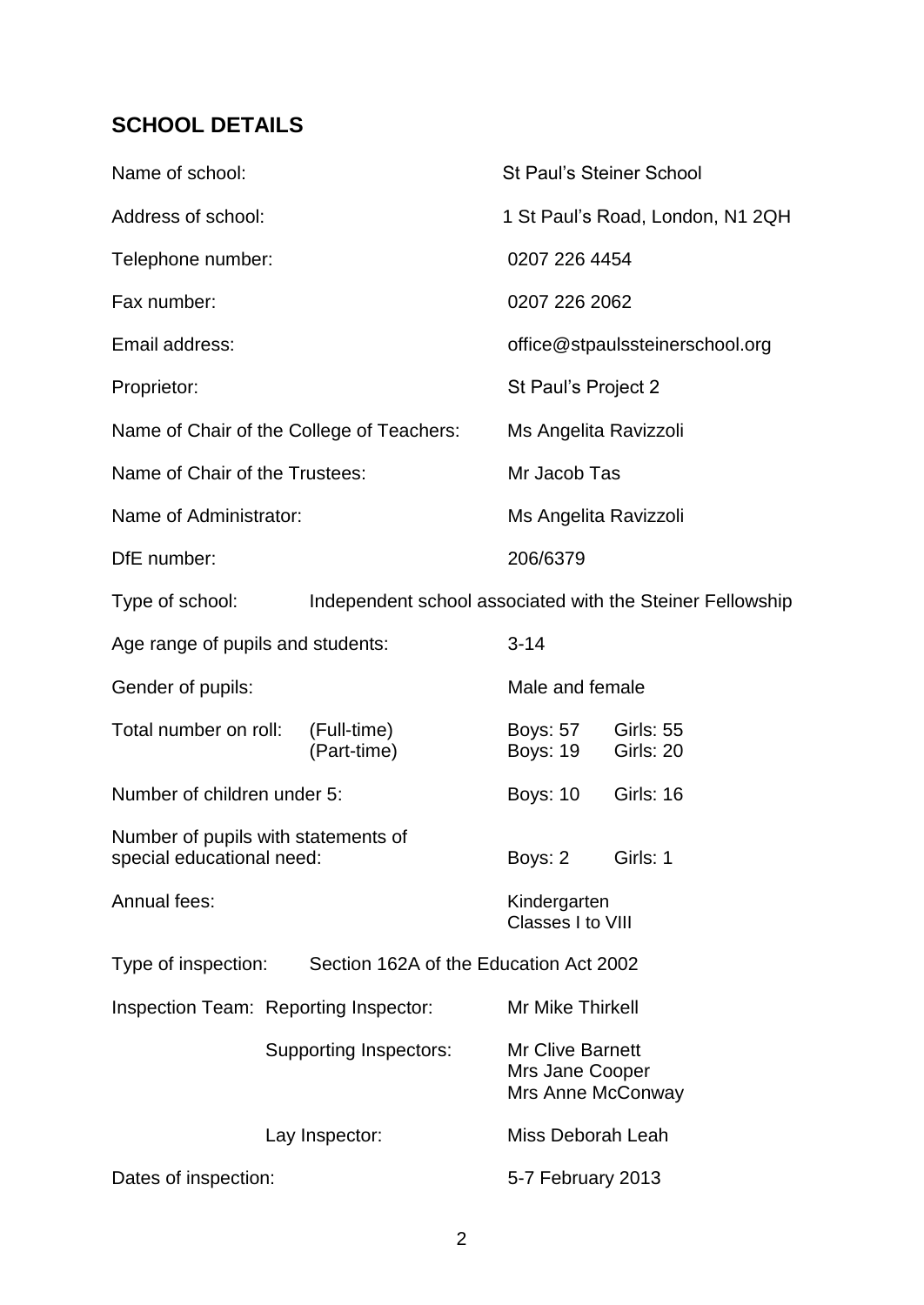## SCHOOL DETAILS

| | | | |
|---|---|---|---|
| Name of school: | | St Paul's Steiner School | |
| Address of school: | | 1 St Paul's Road, London, N1 2QH | |
| Telephone number: | | 0207 226 4454 | |
| Fax number: | | 0207 226 2062 | |
| Email address: | | office@stpaulssteinerschool.org | |
| Proprietor: | | St Paul's Project 2 | |
| Name of Chair of the College of Teachers: | | Ms Angelita Ravizzoli | |
| Name of Chair of the Trustees: | | Mr Jacob Tas | |
| Name of Administrator: | | Ms Angelita Ravizzoli | |
| DfE number: | | 206/6379 | |
| Type of school: | Independent school associated with the Steiner Fellowship | | |
| Age range of pupils and students: | | 3-14 | |
| Gender of pupils: | | Male and female | |
| Total number on roll: | (Full-time) | Boys: 57 | Girls: 55 |
| | (Part-time) | Boys: 19 | Girls: 20 |
| Number of children under 5: | | Boys: 10 | Girls: 16 |
| Number of pupils with statements of special educational need: | | Boys: 2 | Girls: 1 |
| Annual fees: | | Kindergarten | |
| | | Classes I to VIII | |
| Type of inspection: | Section 162A of the Education Act 2002 | | |
| Inspection Team: Reporting Inspector: | | Mr Mike Thirkell | |
| | Supporting Inspectors: | Mr Clive Barnett | |
| | | Mrs Jane Cooper | |
| | | Mrs Anne McConway | |
| | Lay Inspector: | Miss Deborah Leah | |
| Dates of inspection: | | 5-7 February 2013 | |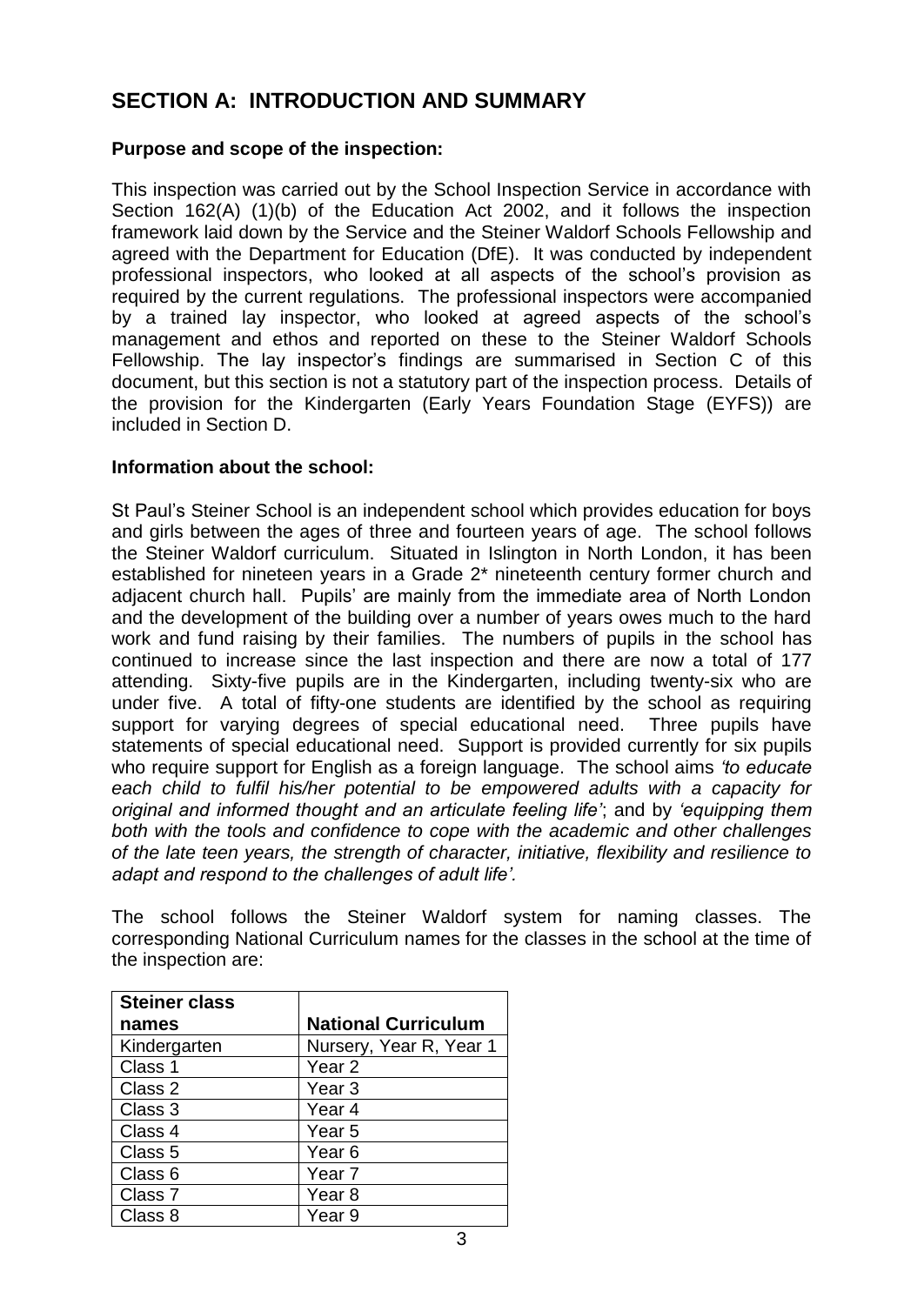## SECTION A: INTRODUCTION AND SUMMARY

**Purpose and scope of the inspection:**

This inspection was carried out by the School Inspection Service in accordance with Section 162(A) (1)(b) of the Education Act 2002, and it follows the inspection framework laid down by the Service and the Steiner Waldorf Schools Fellowship and agreed with the Department for Education (DfE). It was conducted by independent professional inspectors, who looked at all aspects of the school's provision as required by the current regulations. The professional inspectors were accompanied by a trained lay inspector, who looked at agreed aspects of the school's management and ethos and reported on these to the Steiner Waldorf Schools Fellowship. The lay inspector's findings are summarised in Section C of this document, but this section is not a statutory part of the inspection process. Details of the provision for the Kindergarten (Early Years Foundation Stage (EYFS)) are included in Section D.

**Information about the school:**

St Paul's Steiner School is an independent school which provides education for boys and girls between the ages of three and fourteen years of age. The school follows the Steiner Waldorf curriculum. Situated in Islington in North London, it has been established for nineteen years in a Grade 2* nineteenth century former church and adjacent church hall. Pupils' are mainly from the immediate area of North London and the development of the building over a number of years owes much to the hard work and fund raising by their families. The numbers of pupils in the school has continued to increase since the last inspection and there are now a total of 177 attending. Sixty-five pupils are in the Kindergarten, including twenty-six who are under five. A total of fifty-one students are identified by the school as requiring support for varying degrees of special educational need. Three pupils have statements of special educational need. Support is provided currently for six pupils who require support for English as a foreign language. The school aims *'to educate each child to fulfil his/her potential to be empowered adults with a capacity for original and informed thought and an articulate feeling life'*; and by *'equipping them both with the tools and confidence to cope with the academic and other challenges of the late teen years, the strength of character, initiative, flexibility and resilience to adapt and respond to the challenges of adult life'.*

The school follows the Steiner Waldorf system for naming classes. The corresponding National Curriculum names for the classes in the school at the time of the inspection are:

| Steiner class names | National Curriculum |
| --- | --- |
| Kindergarten | Nursery, Year R, Year 1 |
| Class 1 | Year 2 |
| Class 2 | Year 3 |
| Class 3 | Year 4 |
| Class 4 | Year 5 |
| Class 5 | Year 6 |
| Class 6 | Year 7 |
| Class 7 | Year 8 |
| Class 8 | Year 9 |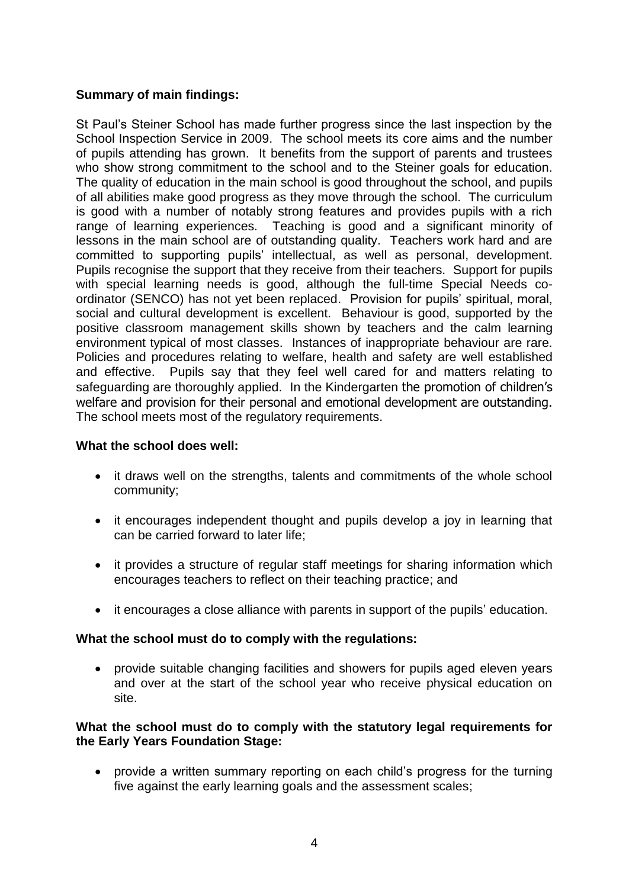**Summary of main findings:**

St Paul's Steiner School has made further progress since the last inspection by the School Inspection Service in 2009. The school meets its core aims and the number of pupils attending has grown. It benefits from the support of parents and trustees who show strong commitment to the school and to the Steiner goals for education. The quality of education in the main school is good throughout the school, and pupils of all abilities make good progress as they move through the school. The curriculum is good with a number of notably strong features and provides pupils with a rich range of learning experiences. Teaching is good and a significant minority of lessons in the main school are of outstanding quality. Teachers work hard and are committed to supporting pupils' intellectual, as well as personal, development. Pupils recognise the support that they receive from their teachers. Support for pupils with special learning needs is good, although the full-time Special Needs co-ordinator (SENCO) has not yet been replaced. Provision for pupils' spiritual, moral, social and cultural development is excellent. Behaviour is good, supported by the positive classroom management skills shown by teachers and the calm learning environment typical of most classes. Instances of inappropriate behaviour are rare. Policies and procedures relating to welfare, health and safety are well established and effective. Pupils say that they feel well cared for and matters relating to safeguarding are thoroughly applied. In the Kindergarten the promotion of children's welfare and provision for their personal and emotional development are outstanding. The school meets most of the regulatory requirements.

**What the school does well:**

- it draws well on the strengths, talents and commitments of the whole school community;
- it encourages independent thought and pupils develop a joy in learning that can be carried forward to later life;
- it provides a structure of regular staff meetings for sharing information which encourages teachers to reflect on their teaching practice; and
- it encourages a close alliance with parents in support of the pupils' education.

**What the school must do to comply with the regulations:**

- provide suitable changing facilities and showers for pupils aged eleven years and over at the start of the school year who receive physical education on site.

**What the school must do to comply with the statutory legal requirements for the Early Years Foundation Stage:**

- provide a written summary reporting on each child's progress for the turning five against the early learning goals and the assessment scales;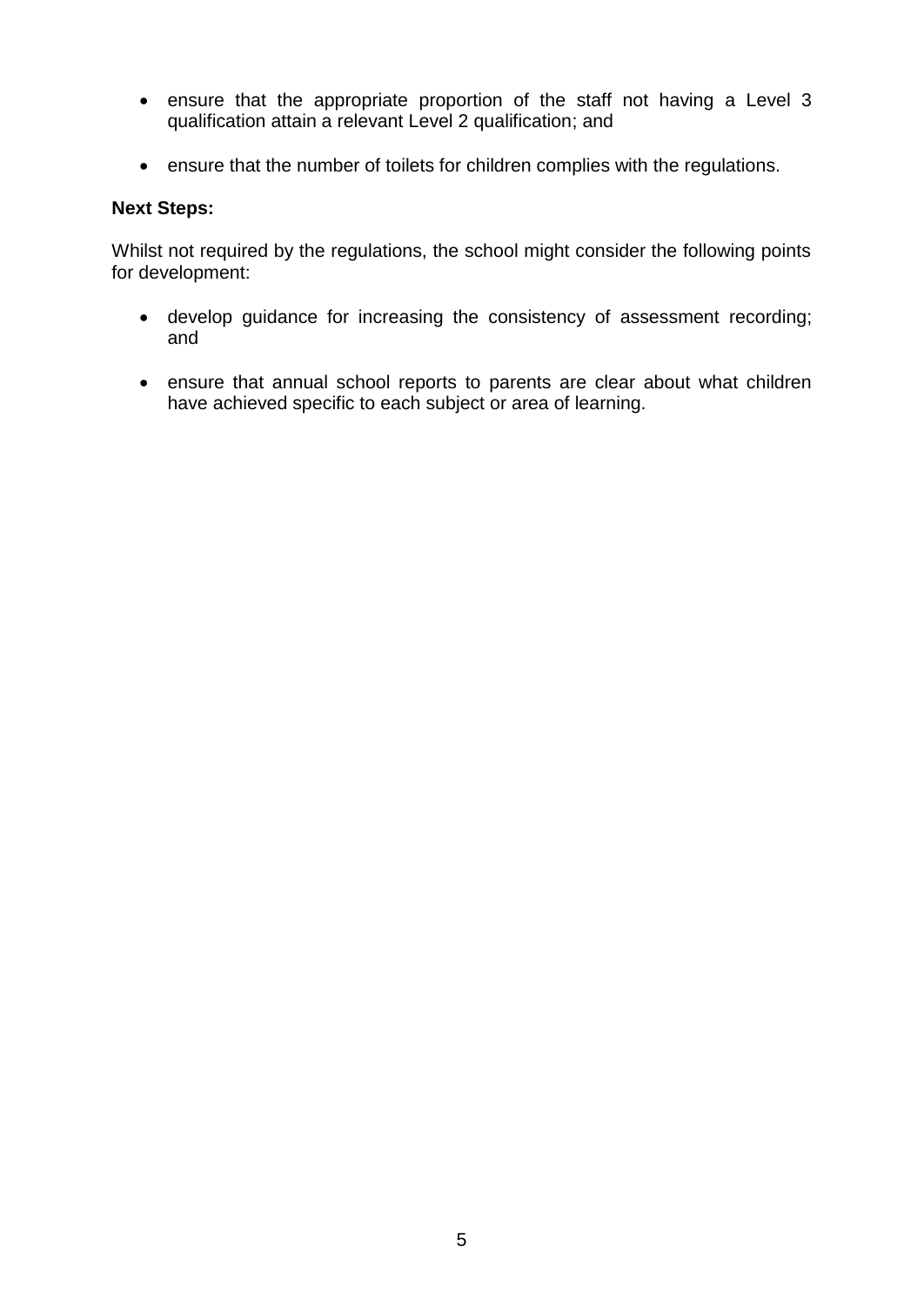- ensure that the appropriate proportion of the staff not having a Level 3 qualification attain a relevant Level 2 qualification; and
- ensure that the number of toilets for children complies with the regulations.

**Next Steps:**

Whilst not required by the regulations, the school might consider the following points for development:

- develop guidance for increasing the consistency of assessment recording; and
- ensure that annual school reports to parents are clear about what children have achieved specific to each subject or area of learning.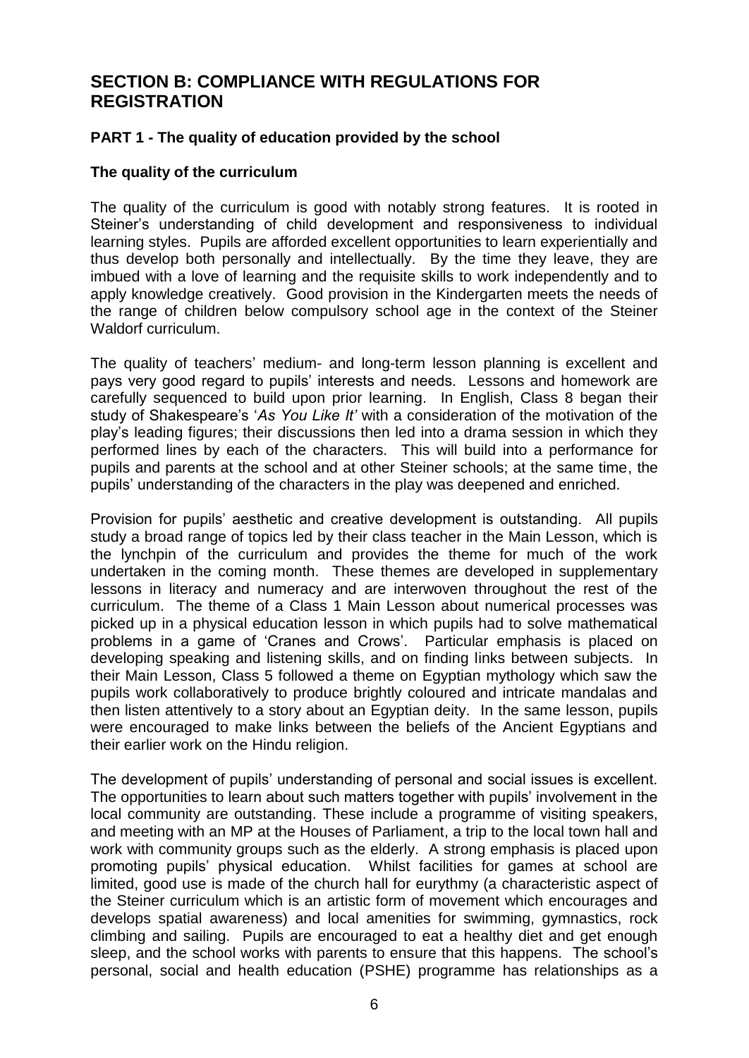## SECTION B: COMPLIANCE WITH REGULATIONS FOR REGISTRATION

### PART 1 - The quality of education provided by the school

#### The quality of the curriculum

The quality of the curriculum is good with notably strong features. It is rooted in Steiner's understanding of child development and responsiveness to individual learning styles. Pupils are afforded excellent opportunities to learn experientially and thus develop both personally and intellectually. By the time they leave, they are imbued with a love of learning and the requisite skills to work independently and to apply knowledge creatively. Good provision in the Kindergarten meets the needs of the range of children below compulsory school age in the context of the Steiner Waldorf curriculum.

The quality of teachers' medium- and long-term lesson planning is excellent and pays very good regard to pupils' interests and needs. Lessons and homework are carefully sequenced to build upon prior learning. In English, Class 8 began their study of Shakespeare's '*As You Like It'* with a consideration of the motivation of the play's leading figures; their discussions then led into a drama session in which they performed lines by each of the characters. This will build into a performance for pupils and parents at the school and at other Steiner schools; at the same time, the pupils' understanding of the characters in the play was deepened and enriched.

Provision for pupils' aesthetic and creative development is outstanding. All pupils study a broad range of topics led by their class teacher in the Main Lesson, which is the lynchpin of the curriculum and provides the theme for much of the work undertaken in the coming month. These themes are developed in supplementary lessons in literacy and numeracy and are interwoven throughout the rest of the curriculum. The theme of a Class 1 Main Lesson about numerical processes was picked up in a physical education lesson in which pupils had to solve mathematical problems in a game of 'Cranes and Crows'. Particular emphasis is placed on developing speaking and listening skills, and on finding links between subjects. In their Main Lesson, Class 5 followed a theme on Egyptian mythology which saw the pupils work collaboratively to produce brightly coloured and intricate mandalas and then listen attentively to a story about an Egyptian deity. In the same lesson, pupils were encouraged to make links between the beliefs of the Ancient Egyptians and their earlier work on the Hindu religion.

The development of pupils' understanding of personal and social issues is excellent. The opportunities to learn about such matters together with pupils' involvement in the local community are outstanding. These include a programme of visiting speakers, and meeting with an MP at the Houses of Parliament, a trip to the local town hall and work with community groups such as the elderly. A strong emphasis is placed upon promoting pupils' physical education. Whilst facilities for games at school are limited, good use is made of the church hall for eurythmy (a characteristic aspect of the Steiner curriculum which is an artistic form of movement which encourages and develops spatial awareness) and local amenities for swimming, gymnastics, rock climbing and sailing. Pupils are encouraged to eat a healthy diet and get enough sleep, and the school works with parents to ensure that this happens. The school's personal, social and health education (PSHE) programme has relationships as a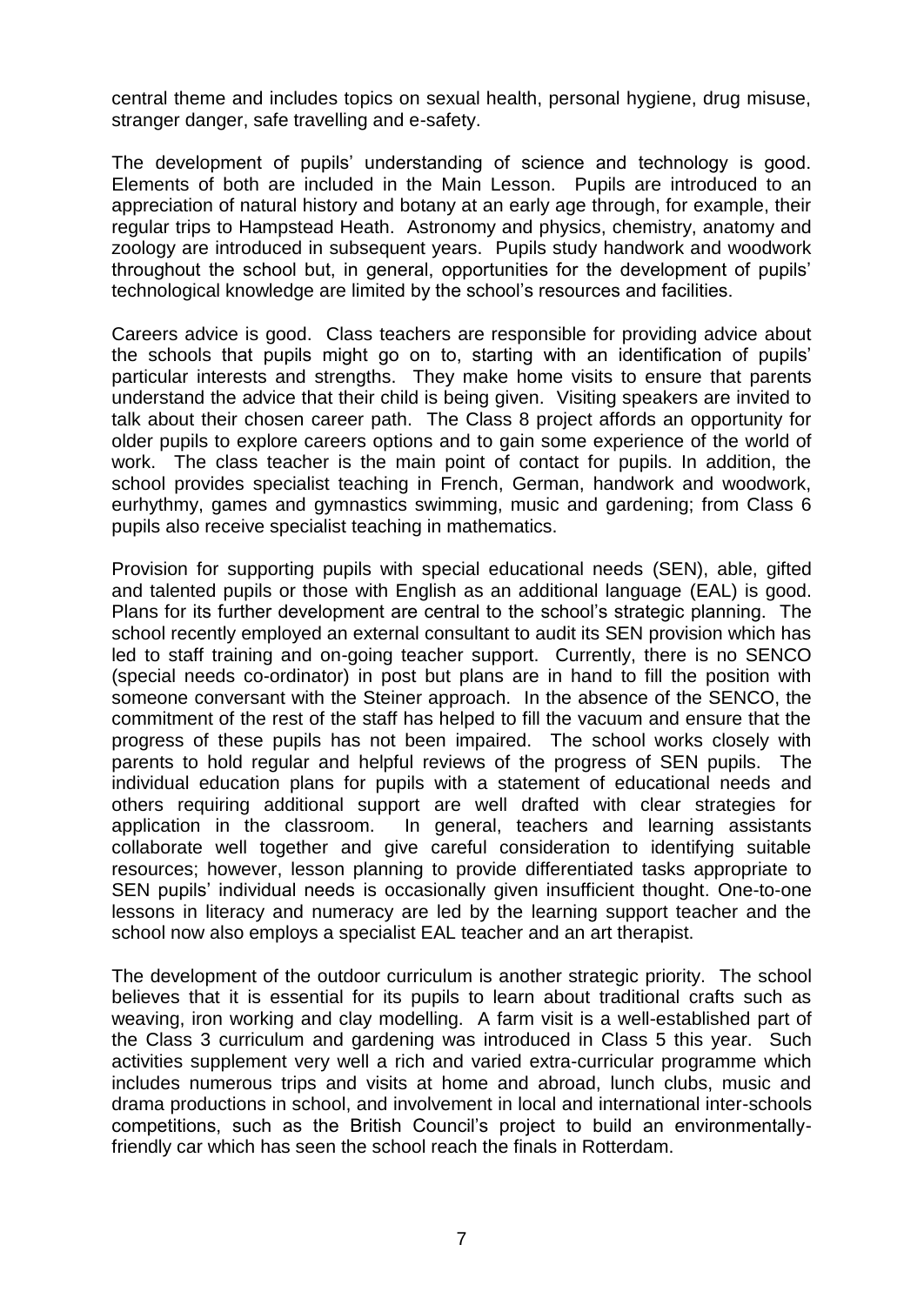central theme and includes topics on sexual health, personal hygiene, drug misuse, stranger danger, safe travelling and e-safety.

The development of pupils' understanding of science and technology is good. Elements of both are included in the Main Lesson. Pupils are introduced to an appreciation of natural history and botany at an early age through, for example, their regular trips to Hampstead Heath. Astronomy and physics, chemistry, anatomy and zoology are introduced in subsequent years. Pupils study handwork and woodwork throughout the school but, in general, opportunities for the development of pupils' technological knowledge are limited by the school's resources and facilities.

Careers advice is good. Class teachers are responsible for providing advice about the schools that pupils might go on to, starting with an identification of pupils' particular interests and strengths. They make home visits to ensure that parents understand the advice that their child is being given. Visiting speakers are invited to talk about their chosen career path. The Class 8 project affords an opportunity for older pupils to explore careers options and to gain some experience of the world of work. The class teacher is the main point of contact for pupils. In addition, the school provides specialist teaching in French, German, handwork and woodwork, eurhythmy, games and gymnastics swimming, music and gardening; from Class 6 pupils also receive specialist teaching in mathematics.

Provision for supporting pupils with special educational needs (SEN), able, gifted and talented pupils or those with English as an additional language (EAL) is good. Plans for its further development are central to the school's strategic planning. The school recently employed an external consultant to audit its SEN provision which has led to staff training and on-going teacher support. Currently, there is no SENCO (special needs co-ordinator) in post but plans are in hand to fill the position with someone conversant with the Steiner approach. In the absence of the SENCO, the commitment of the rest of the staff has helped to fill the vacuum and ensure that the progress of these pupils has not been impaired. The school works closely with parents to hold regular and helpful reviews of the progress of SEN pupils. The individual education plans for pupils with a statement of educational needs and others requiring additional support are well drafted with clear strategies for application in the classroom. In general, teachers and learning assistants collaborate well together and give careful consideration to identifying suitable resources; however, lesson planning to provide differentiated tasks appropriate to SEN pupils' individual needs is occasionally given insufficient thought. One-to-one lessons in literacy and numeracy are led by the learning support teacher and the school now also employs a specialist EAL teacher and an art therapist.

The development of the outdoor curriculum is another strategic priority. The school believes that it is essential for its pupils to learn about traditional crafts such as weaving, iron working and clay modelling. A farm visit is a well-established part of the Class 3 curriculum and gardening was introduced in Class 5 this year. Such activities supplement very well a rich and varied extra-curricular programme which includes numerous trips and visits at home and abroad, lunch clubs, music and drama productions in school, and involvement in local and international inter-schools competitions, such as the British Council's project to build an environmentally-friendly car which has seen the school reach the finals in Rotterdam.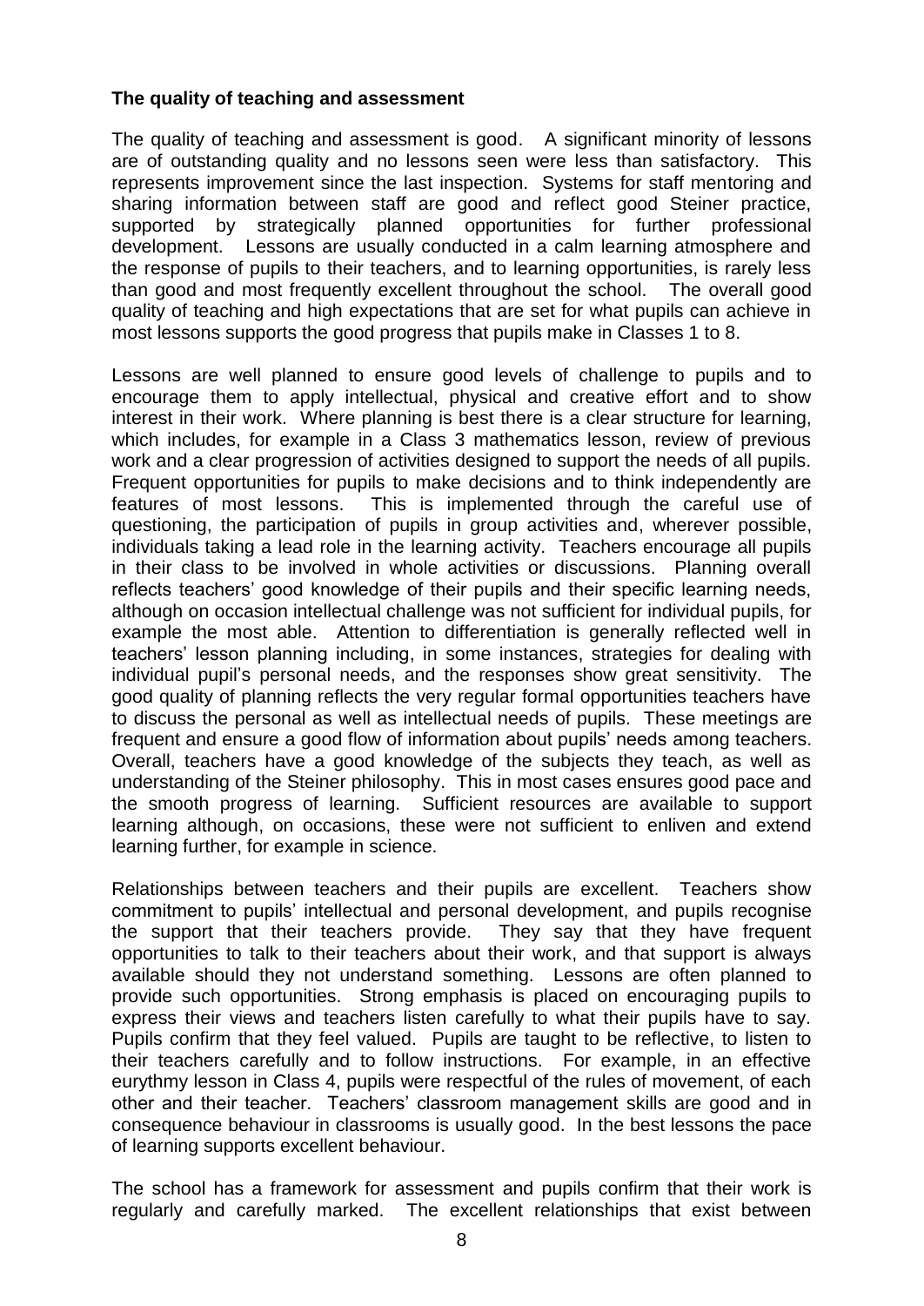**The quality of teaching and assessment**

The quality of teaching and assessment is good. A significant minority of lessons are of outstanding quality and no lessons seen were less than satisfactory. This represents improvement since the last inspection. Systems for staff mentoring and sharing information between staff are good and reflect good Steiner practice, supported by strategically planned opportunities for further professional development. Lessons are usually conducted in a calm learning atmosphere and the response of pupils to their teachers, and to learning opportunities, is rarely less than good and most frequently excellent throughout the school. The overall good quality of teaching and high expectations that are set for what pupils can achieve in most lessons supports the good progress that pupils make in Classes 1 to 8.

Lessons are well planned to ensure good levels of challenge to pupils and to encourage them to apply intellectual, physical and creative effort and to show interest in their work. Where planning is best there is a clear structure for learning, which includes, for example in a Class 3 mathematics lesson, review of previous work and a clear progression of activities designed to support the needs of all pupils. Frequent opportunities for pupils to make decisions and to think independently are features of most lessons. This is implemented through the careful use of questioning, the participation of pupils in group activities and, wherever possible, individuals taking a lead role in the learning activity. Teachers encourage all pupils in their class to be involved in whole activities or discussions. Planning overall reflects teachers' good knowledge of their pupils and their specific learning needs, although on occasion intellectual challenge was not sufficient for individual pupils, for example the most able. Attention to differentiation is generally reflected well in teachers' lesson planning including, in some instances, strategies for dealing with individual pupil's personal needs, and the responses show great sensitivity. The good quality of planning reflects the very regular formal opportunities teachers have to discuss the personal as well as intellectual needs of pupils. These meetings are frequent and ensure a good flow of information about pupils' needs among teachers. Overall, teachers have a good knowledge of the subjects they teach, as well as understanding of the Steiner philosophy. This in most cases ensures good pace and the smooth progress of learning. Sufficient resources are available to support learning although, on occasions, these were not sufficient to enliven and extend learning further, for example in science.

Relationships between teachers and their pupils are excellent. Teachers show commitment to pupils' intellectual and personal development, and pupils recognise the support that their teachers provide. They say that they have frequent opportunities to talk to their teachers about their work, and that support is always available should they not understand something. Lessons are often planned to provide such opportunities. Strong emphasis is placed on encouraging pupils to express their views and teachers listen carefully to what their pupils have to say. Pupils confirm that they feel valued. Pupils are taught to be reflective, to listen to their teachers carefully and to follow instructions. For example, in an effective eurythmy lesson in Class 4, pupils were respectful of the rules of movement, of each other and their teacher. Teachers' classroom management skills are good and in consequence behaviour in classrooms is usually good. In the best lessons the pace of learning supports excellent behaviour.

The school has a framework for assessment and pupils confirm that their work is regularly and carefully marked. The excellent relationships that exist between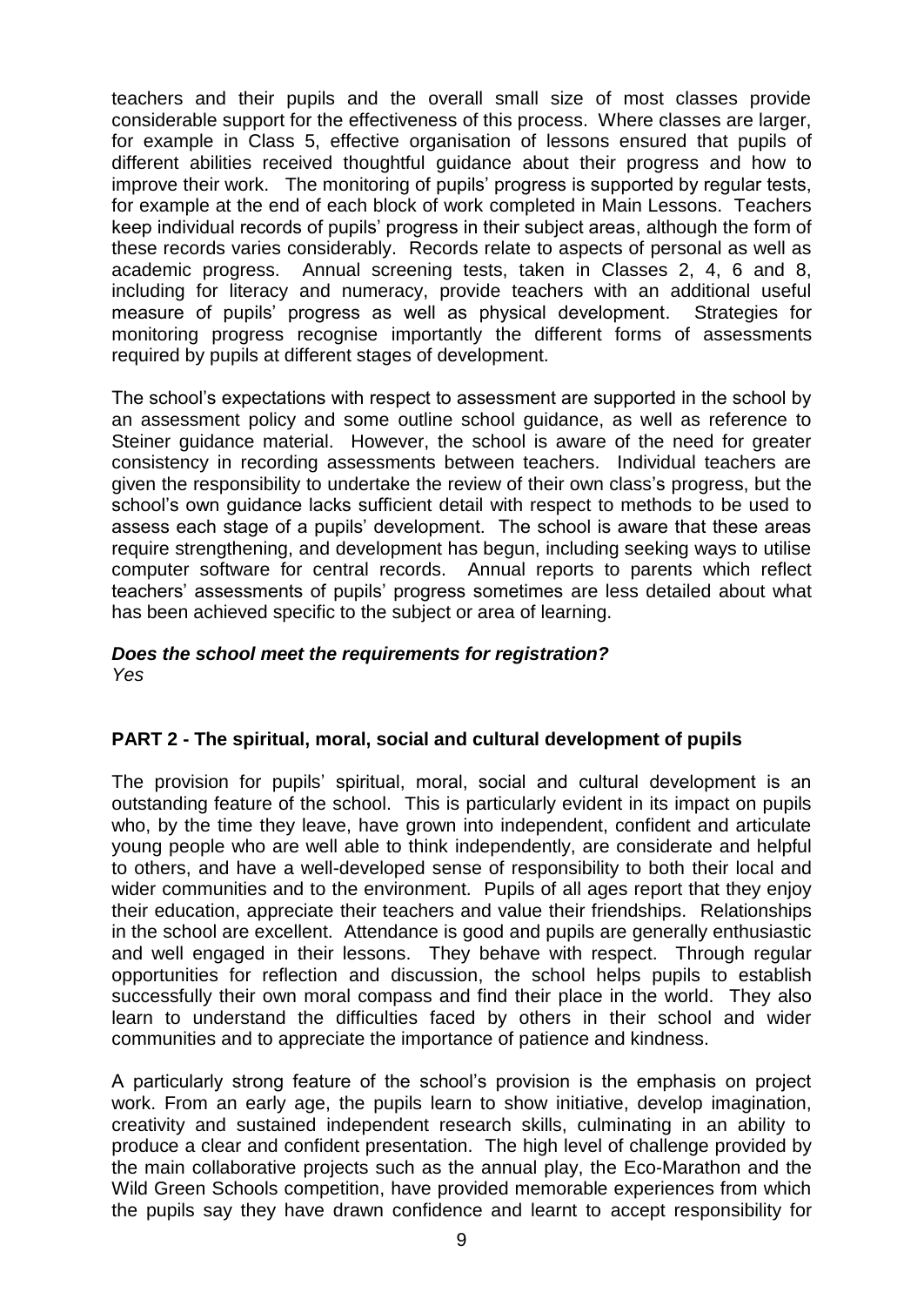teachers and their pupils and the overall small size of most classes provide considerable support for the effectiveness of this process. Where classes are larger, for example in Class 5, effective organisation of lessons ensured that pupils of different abilities received thoughtful guidance about their progress and how to improve their work. The monitoring of pupils' progress is supported by regular tests, for example at the end of each block of work completed in Main Lessons. Teachers keep individual records of pupils' progress in their subject areas, although the form of these records varies considerably. Records relate to aspects of personal as well as academic progress. Annual screening tests, taken in Classes 2, 4, 6 and 8, including for literacy and numeracy, provide teachers with an additional useful measure of pupils' progress as well as physical development. Strategies for monitoring progress recognise importantly the different forms of assessments required by pupils at different stages of development.

The school's expectations with respect to assessment are supported in the school by an assessment policy and some outline school guidance, as well as reference to Steiner guidance material. However, the school is aware of the need for greater consistency in recording assessments between teachers. Individual teachers are given the responsibility to undertake the review of their own class's progress, but the school's own guidance lacks sufficient detail with respect to methods to be used to assess each stage of a pupils' development. The school is aware that these areas require strengthening, and development has begun, including seeking ways to utilise computer software for central records. Annual reports to parents which reflect teachers' assessments of pupils' progress sometimes are less detailed about what has been achieved specific to the subject or area of learning.

***Does the school meet the requirements for registration?***
*Yes*

## PART 2 - The spiritual, moral, social and cultural development of pupils

The provision for pupils' spiritual, moral, social and cultural development is an outstanding feature of the school. This is particularly evident in its impact on pupils who, by the time they leave, have grown into independent, confident and articulate young people who are well able to think independently, are considerate and helpful to others, and have a well-developed sense of responsibility to both their local and wider communities and to the environment. Pupils of all ages report that they enjoy their education, appreciate their teachers and value their friendships. Relationships in the school are excellent. Attendance is good and pupils are generally enthusiastic and well engaged in their lessons. They behave with respect. Through regular opportunities for reflection and discussion, the school helps pupils to establish successfully their own moral compass and find their place in the world. They also learn to understand the difficulties faced by others in their school and wider communities and to appreciate the importance of patience and kindness.

A particularly strong feature of the school's provision is the emphasis on project work. From an early age, the pupils learn to show initiative, develop imagination, creativity and sustained independent research skills, culminating in an ability to produce a clear and confident presentation. The high level of challenge provided by the main collaborative projects such as the annual play, the Eco-Marathon and the Wild Green Schools competition, have provided memorable experiences from which the pupils say they have drawn confidence and learnt to accept responsibility for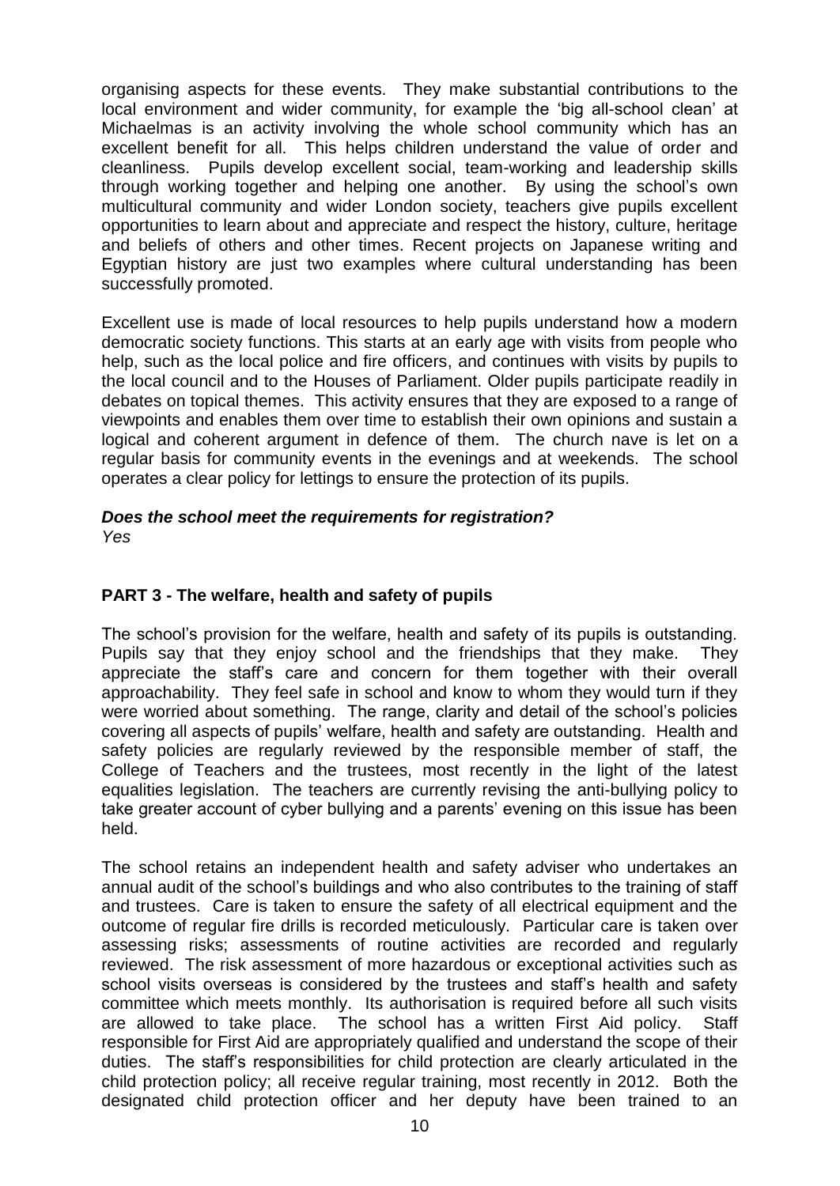organising aspects for these events. They make substantial contributions to the local environment and wider community, for example the 'big all-school clean' at Michaelmas is an activity involving the whole school community which has an excellent benefit for all. This helps children understand the value of order and cleanliness. Pupils develop excellent social, team-working and leadership skills through working together and helping one another. By using the school's own multicultural community and wider London society, teachers give pupils excellent opportunities to learn about and appreciate and respect the history, culture, heritage and beliefs of others and other times. Recent projects on Japanese writing and Egyptian history are just two examples where cultural understanding has been successfully promoted.

Excellent use is made of local resources to help pupils understand how a modern democratic society functions. This starts at an early age with visits from people who help, such as the local police and fire officers, and continues with visits by pupils to the local council and to the Houses of Parliament. Older pupils participate readily in debates on topical themes. This activity ensures that they are exposed to a range of viewpoints and enables them over time to establish their own opinions and sustain a logical and coherent argument in defence of them. The church nave is let on a regular basis for community events in the evenings and at weekends. The school operates a clear policy for lettings to ensure the protection of its pupils.

***Does the school meet the requirements for registration?***
*Yes*

**PART 3 - The welfare, health and safety of pupils**

The school's provision for the welfare, health and safety of its pupils is outstanding. Pupils say that they enjoy school and the friendships that they make. They appreciate the staff's care and concern for them together with their overall approachability. They feel safe in school and know to whom they would turn if they were worried about something. The range, clarity and detail of the school's policies covering all aspects of pupils' welfare, health and safety are outstanding. Health and safety policies are regularly reviewed by the responsible member of staff, the College of Teachers and the trustees, most recently in the light of the latest equalities legislation. The teachers are currently revising the anti-bullying policy to take greater account of cyber bullying and a parents' evening on this issue has been held.

The school retains an independent health and safety adviser who undertakes an annual audit of the school's buildings and who also contributes to the training of staff and trustees. Care is taken to ensure the safety of all electrical equipment and the outcome of regular fire drills is recorded meticulously. Particular care is taken over assessing risks; assessments of routine activities are recorded and regularly reviewed. The risk assessment of more hazardous or exceptional activities such as school visits overseas is considered by the trustees and staff's health and safety committee which meets monthly. Its authorisation is required before all such visits are allowed to take place. The school has a written First Aid policy. Staff responsible for First Aid are appropriately qualified and understand the scope of their duties. The staff's responsibilities for child protection are clearly articulated in the child protection policy; all receive regular training, most recently in 2012. Both the designated child protection officer and her deputy have been trained to an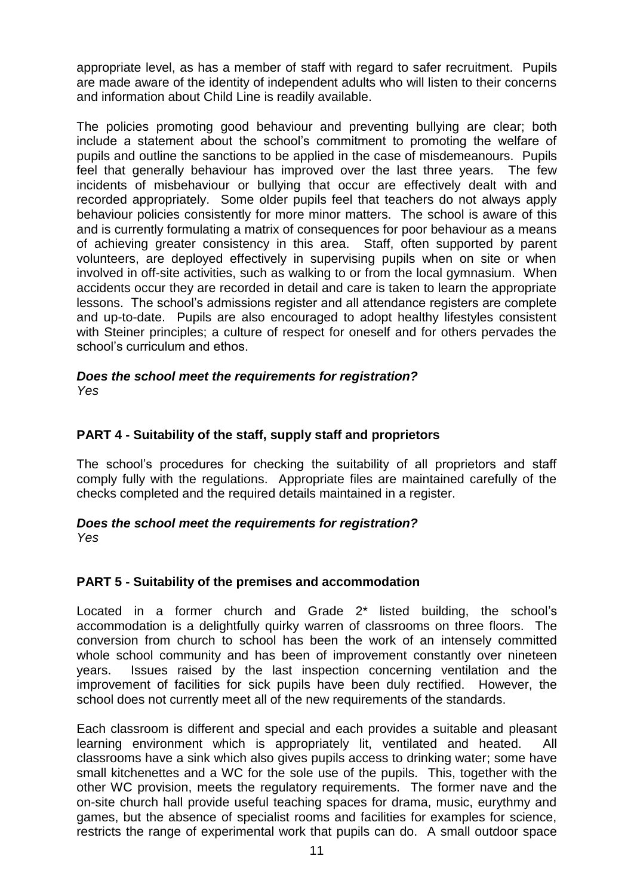appropriate level, as has a member of staff with regard to safer recruitment. Pupils are made aware of the identity of independent adults who will listen to their concerns and information about Child Line is readily available.

The policies promoting good behaviour and preventing bullying are clear; both include a statement about the school's commitment to promoting the welfare of pupils and outline the sanctions to be applied in the case of misdemeanours. Pupils feel that generally behaviour has improved over the last three years. The few incidents of misbehaviour or bullying that occur are effectively dealt with and recorded appropriately. Some older pupils feel that teachers do not always apply behaviour policies consistently for more minor matters. The school is aware of this and is currently formulating a matrix of consequences for poor behaviour as a means of achieving greater consistency in this area. Staff, often supported by parent volunteers, are deployed effectively in supervising pupils when on site or when involved in off-site activities, such as walking to or from the local gymnasium. When accidents occur they are recorded in detail and care is taken to learn the appropriate lessons. The school's admissions register and all attendance registers are complete and up-to-date. Pupils are also encouraged to adopt healthy lifestyles consistent with Steiner principles; a culture of respect for oneself and for others pervades the school's curriculum and ethos.

***Does the school meet the requirements for registration?***
*Yes*

## PART 4 - Suitability of the staff, supply staff and proprietors

The school's procedures for checking the suitability of all proprietors and staff comply fully with the regulations. Appropriate files are maintained carefully of the checks completed and the required details maintained in a register.

***Does the school meet the requirements for registration?***
*Yes*

## PART 5 - Suitability of the premises and accommodation

Located in a former church and Grade 2* listed building, the school's accommodation is a delightfully quirky warren of classrooms on three floors. The conversion from church to school has been the work of an intensely committed whole school community and has been of improvement constantly over nineteen years. Issues raised by the last inspection concerning ventilation and the improvement of facilities for sick pupils have been duly rectified. However, the school does not currently meet all of the new requirements of the standards.

Each classroom is different and special and each provides a suitable and pleasant learning environment which is appropriately lit, ventilated and heated. All classrooms have a sink which also gives pupils access to drinking water; some have small kitchenettes and a WC for the sole use of the pupils. This, together with the other WC provision, meets the regulatory requirements. The former nave and the on-site church hall provide useful teaching spaces for drama, music, eurythmy and games, but the absence of specialist rooms and facilities for examples for science, restricts the range of experimental work that pupils can do. A small outdoor space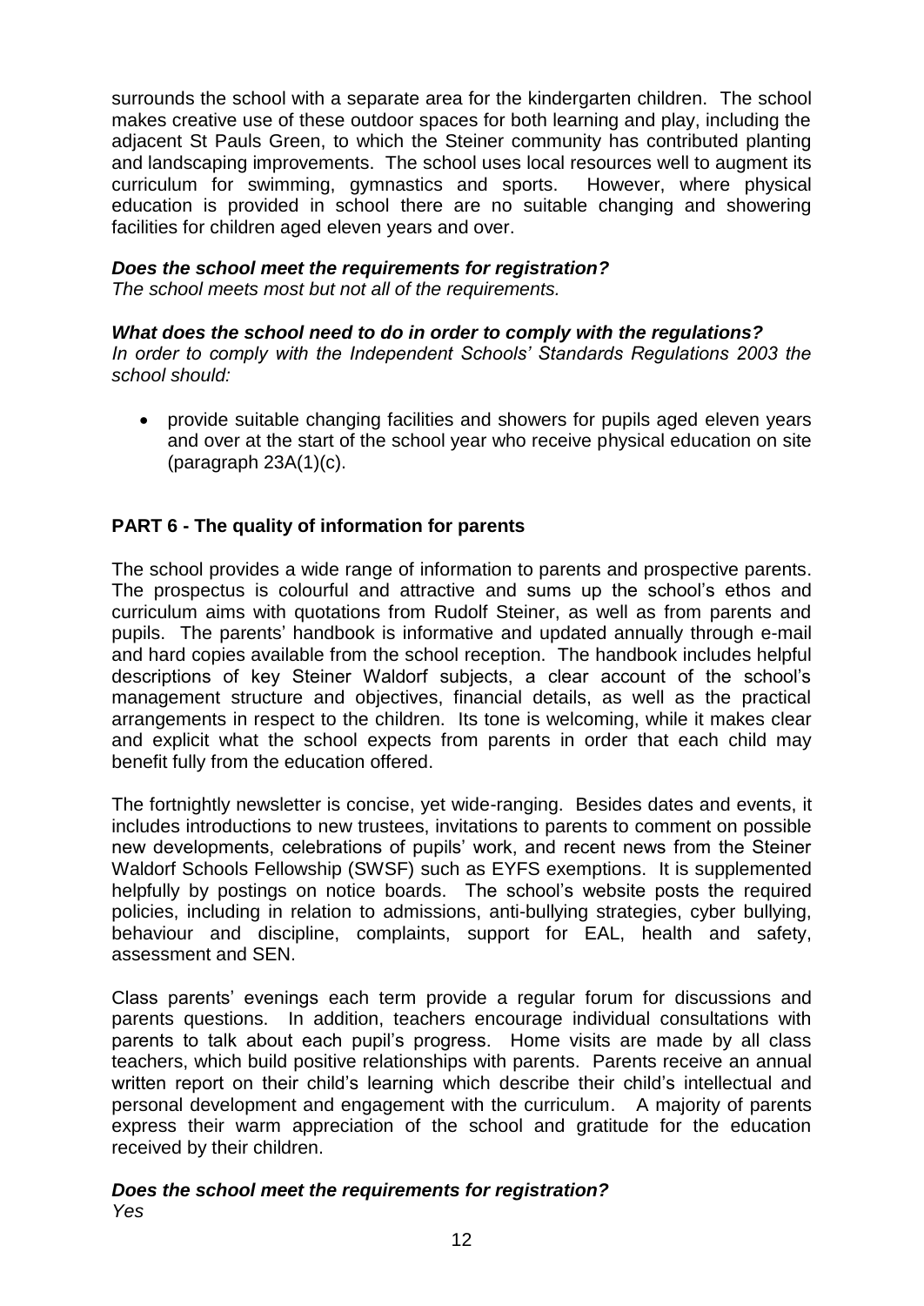surrounds the school with a separate area for the kindergarten children. The school makes creative use of these outdoor spaces for both learning and play, including the adjacent St Pauls Green, to which the Steiner community has contributed planting and landscaping improvements. The school uses local resources well to augment its curriculum for swimming, gymnastics and sports. However, where physical education is provided in school there are no suitable changing and showering facilities for children aged eleven years and over.

***Does the school meet the requirements for registration?***
*The school meets most but not all of the requirements.*

***What does the school need to do in order to comply with the regulations?***
*In order to comply with the Independent Schools' Standards Regulations 2003 the school should:*

- provide suitable changing facilities and showers for pupils aged eleven years and over at the start of the school year who receive physical education on site (paragraph 23A(1)(c).

## PART 6 - The quality of information for parents

The school provides a wide range of information to parents and prospective parents. The prospectus is colourful and attractive and sums up the school's ethos and curriculum aims with quotations from Rudolf Steiner, as well as from parents and pupils. The parents' handbook is informative and updated annually through e-mail and hard copies available from the school reception. The handbook includes helpful descriptions of key Steiner Waldorf subjects, a clear account of the school's management structure and objectives, financial details, as well as the practical arrangements in respect to the children. Its tone is welcoming, while it makes clear and explicit what the school expects from parents in order that each child may benefit fully from the education offered.

The fortnightly newsletter is concise, yet wide-ranging. Besides dates and events, it includes introductions to new trustees, invitations to parents to comment on possible new developments, celebrations of pupils' work, and recent news from the Steiner Waldorf Schools Fellowship (SWSF) such as EYFS exemptions. It is supplemented helpfully by postings on notice boards. The school's website posts the required policies, including in relation to admissions, anti-bullying strategies, cyber bullying, behaviour and discipline, complaints, support for EAL, health and safety, assessment and SEN.

Class parents' evenings each term provide a regular forum for discussions and parents questions. In addition, teachers encourage individual consultations with parents to talk about each pupil's progress. Home visits are made by all class teachers, which build positive relationships with parents. Parents receive an annual written report on their child's learning which describe their child's intellectual and personal development and engagement with the curriculum. A majority of parents express their warm appreciation of the school and gratitude for the education received by their children.

***Does the school meet the requirements for registration?***
*Yes*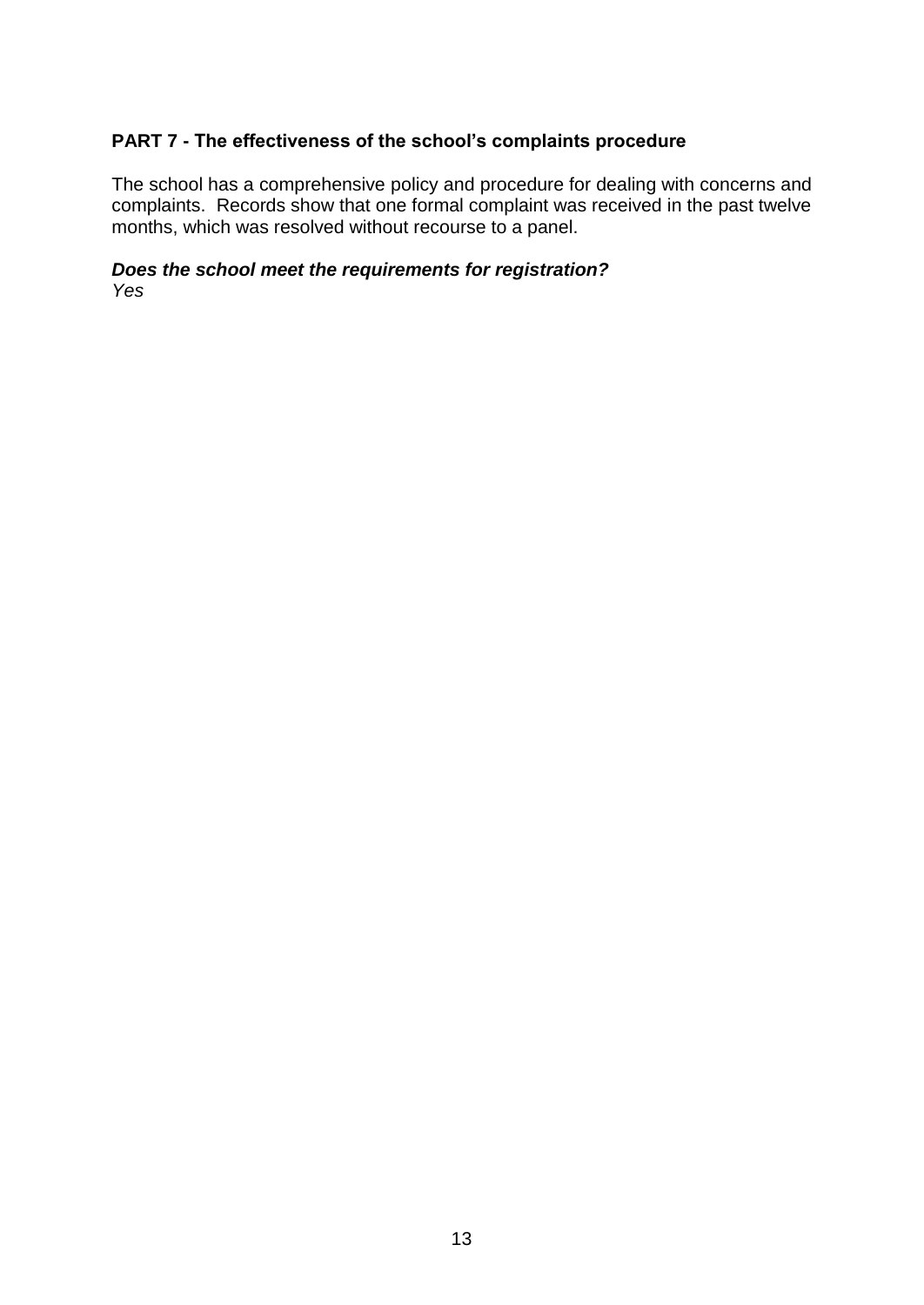## PART 7 - The effectiveness of the school's complaints procedure

The school has a comprehensive policy and procedure for dealing with concerns and complaints. Records show that one formal complaint was received in the past twelve months, which was resolved without recourse to a panel.

***Does the school meet the requirements for registration?***
*Yes*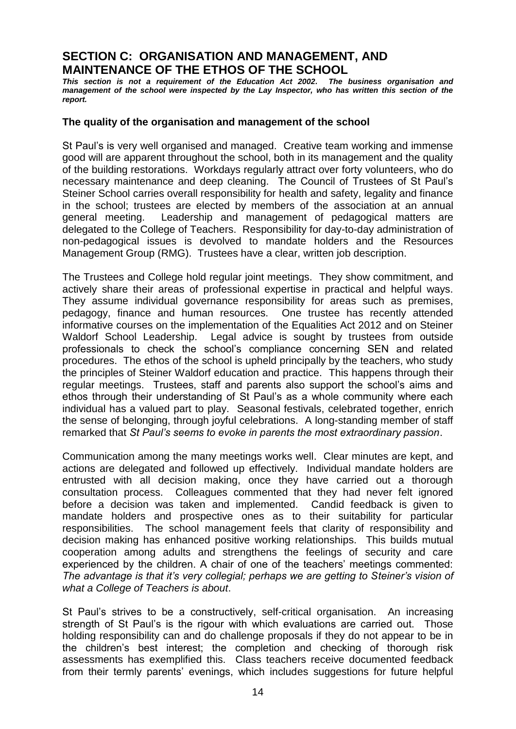## SECTION C: ORGANISATION AND MANAGEMENT, AND MAINTENANCE OF THE ETHOS OF THE SCHOOL

***This section is not a requirement of the Education Act 2002. The business organisation and management of the school were inspected by the Lay Inspector, who has written this section of the report.***

### The quality of the organisation and management of the school

St Paul's is very well organised and managed. Creative team working and immense good will are apparent throughout the school, both in its management and the quality of the building restorations. Workdays regularly attract over forty volunteers, who do necessary maintenance and deep cleaning. The Council of Trustees of St Paul's Steiner School carries overall responsibility for health and safety, legality and finance in the school; trustees are elected by members of the association at an annual general meeting. Leadership and management of pedagogical matters are delegated to the College of Teachers. Responsibility for day-to-day administration of non-pedagogical issues is devolved to mandate holders and the Resources Management Group (RMG). Trustees have a clear, written job description.

The Trustees and College hold regular joint meetings. They show commitment, and actively share their areas of professional expertise in practical and helpful ways. They assume individual governance responsibility for areas such as premises, pedagogy, finance and human resources. One trustee has recently attended informative courses on the implementation of the Equalities Act 2012 and on Steiner Waldorf School Leadership. Legal advice is sought by trustees from outside professionals to check the school's compliance concerning SEN and related procedures. The ethos of the school is upheld principally by the teachers, who study the principles of Steiner Waldorf education and practice. This happens through their regular meetings. Trustees, staff and parents also support the school's aims and ethos through their understanding of St Paul's as a whole community where each individual has a valued part to play. Seasonal festivals, celebrated together, enrich the sense of belonging, through joyful celebrations. A long-standing member of staff remarked that *St Paul's seems to evoke in parents the most extraordinary passion*.

Communication among the many meetings works well. Clear minutes are kept, and actions are delegated and followed up effectively. Individual mandate holders are entrusted with all decision making, once they have carried out a thorough consultation process. Colleagues commented that they had never felt ignored before a decision was taken and implemented. Candid feedback is given to mandate holders and prospective ones as to their suitability for particular responsibilities. The school management feels that clarity of responsibility and decision making has enhanced positive working relationships. This builds mutual cooperation among adults and strengthens the feelings of security and care experienced by the children. A chair of one of the teachers' meetings commented: *The advantage is that it's very collegial; perhaps we are getting to Steiner's vision of what a College of Teachers is about*.

St Paul's strives to be a constructively, self-critical organisation. An increasing strength of St Paul's is the rigour with which evaluations are carried out. Those holding responsibility can and do challenge proposals if they do not appear to be in the children's best interest; the completion and checking of thorough risk assessments has exemplified this. Class teachers receive documented feedback from their termly parents' evenings, which includes suggestions for future helpful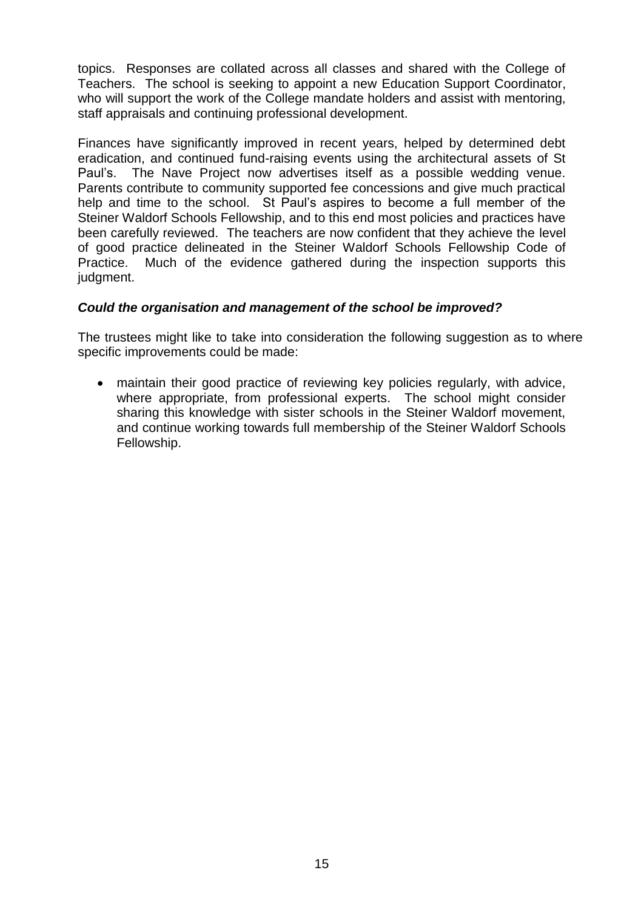topics. Responses are collated across all classes and shared with the College of Teachers. The school is seeking to appoint a new Education Support Coordinator, who will support the work of the College mandate holders and assist with mentoring, staff appraisals and continuing professional development.

Finances have significantly improved in recent years, helped by determined debt eradication, and continued fund-raising events using the architectural assets of St Paul's. The Nave Project now advertises itself as a possible wedding venue. Parents contribute to community supported fee concessions and give much practical help and time to the school. St Paul's aspires to become a full member of the Steiner Waldorf Schools Fellowship, and to this end most policies and practices have been carefully reviewed. The teachers are now confident that they achieve the level of good practice delineated in the Steiner Waldorf Schools Fellowship Code of Practice. Much of the evidence gathered during the inspection supports this judgment.

***Could the organisation and management of the school be improved?***

The trustees might like to take into consideration the following suggestion as to where specific improvements could be made:

- maintain their good practice of reviewing key policies regularly, with advice, where appropriate, from professional experts. The school might consider sharing this knowledge with sister schools in the Steiner Waldorf movement, and continue working towards full membership of the Steiner Waldorf Schools Fellowship.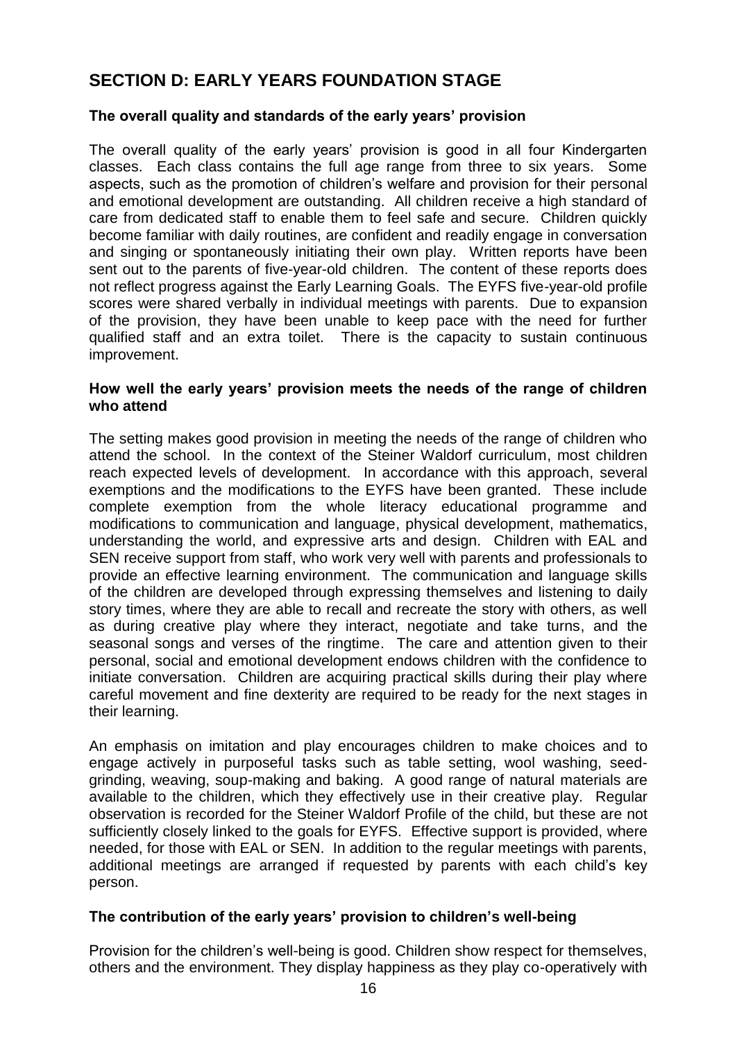## SECTION D: EARLY YEARS FOUNDATION STAGE

### The overall quality and standards of the early years' provision

The overall quality of the early years' provision is good in all four Kindergarten classes. Each class contains the full age range from three to six years. Some aspects, such as the promotion of children's welfare and provision for their personal and emotional development are outstanding. All children receive a high standard of care from dedicated staff to enable them to feel safe and secure. Children quickly become familiar with daily routines, are confident and readily engage in conversation and singing or spontaneously initiating their own play. Written reports have been sent out to the parents of five-year-old children. The content of these reports does not reflect progress against the Early Learning Goals. The EYFS five-year-old profile scores were shared verbally in individual meetings with parents. Due to expansion of the provision, they have been unable to keep pace with the need for further qualified staff and an extra toilet. There is the capacity to sustain continuous improvement.

### How well the early years' provision meets the needs of the range of children who attend

The setting makes good provision in meeting the needs of the range of children who attend the school. In the context of the Steiner Waldorf curriculum, most children reach expected levels of development. In accordance with this approach, several exemptions and the modifications to the EYFS have been granted. These include complete exemption from the whole literacy educational programme and modifications to communication and language, physical development, mathematics, understanding the world, and expressive arts and design. Children with EAL and SEN receive support from staff, who work very well with parents and professionals to provide an effective learning environment. The communication and language skills of the children are developed through expressing themselves and listening to daily story times, where they are able to recall and recreate the story with others, as well as during creative play where they interact, negotiate and take turns, and the seasonal songs and verses of the ringtime. The care and attention given to their personal, social and emotional development endows children with the confidence to initiate conversation. Children are acquiring practical skills during their play where careful movement and fine dexterity are required to be ready for the next stages in their learning.

An emphasis on imitation and play encourages children to make choices and to engage actively in purposeful tasks such as table setting, wool washing, seed-grinding, weaving, soup-making and baking. A good range of natural materials are available to the children, which they effectively use in their creative play. Regular observation is recorded for the Steiner Waldorf Profile of the child, but these are not sufficiently closely linked to the goals for EYFS. Effective support is provided, where needed, for those with EAL or SEN. In addition to the regular meetings with parents, additional meetings are arranged if requested by parents with each child's key person.

### The contribution of the early years' provision to children's well-being

Provision for the children's well-being is good. Children show respect for themselves, others and the environment. They display happiness as they play co-operatively with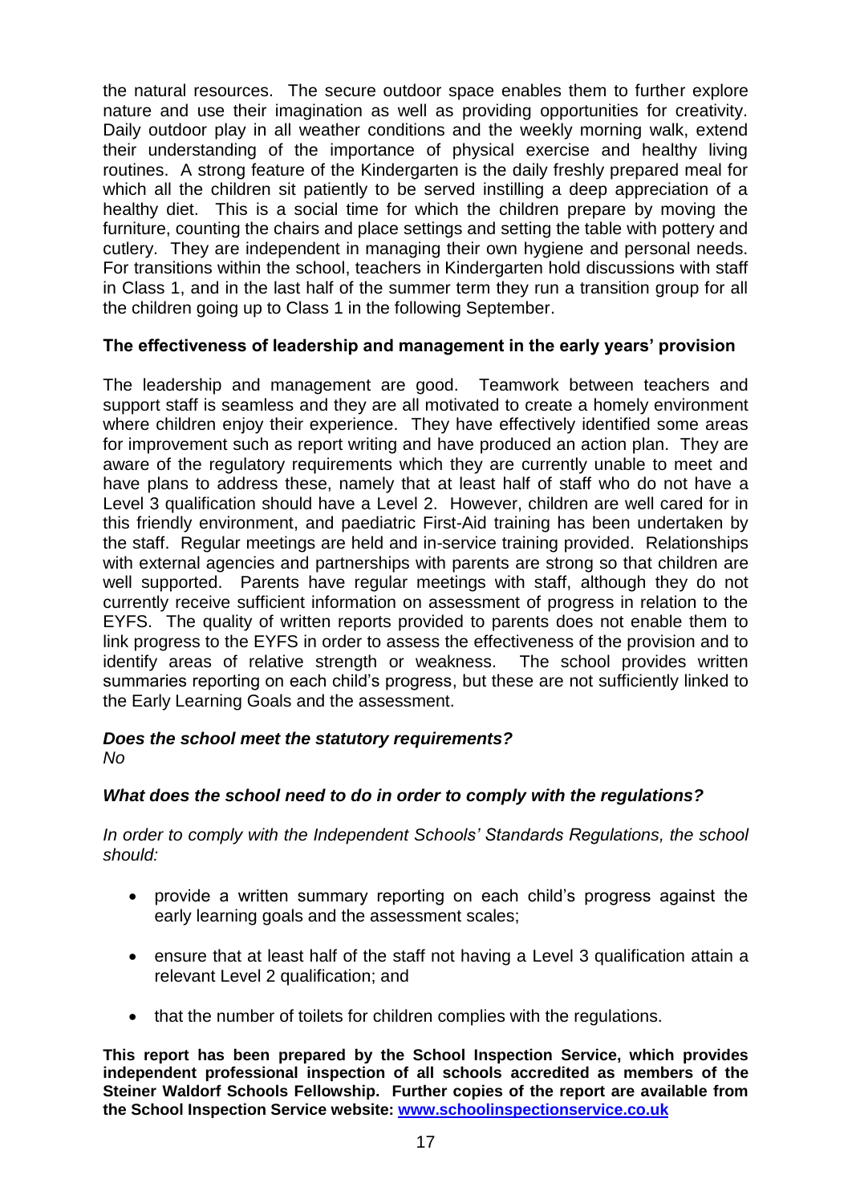the natural resources. The secure outdoor space enables them to further explore nature and use their imagination as well as providing opportunities for creativity. Daily outdoor play in all weather conditions and the weekly morning walk, extend their understanding of the importance of physical exercise and healthy living routines. A strong feature of the Kindergarten is the daily freshly prepared meal for which all the children sit patiently to be served instilling a deep appreciation of a healthy diet. This is a social time for which the children prepare by moving the furniture, counting the chairs and place settings and setting the table with pottery and cutlery. They are independent in managing their own hygiene and personal needs. For transitions within the school, teachers in Kindergarten hold discussions with staff in Class 1, and in the last half of the summer term they run a transition group for all the children going up to Class 1 in the following September.

**The effectiveness of leadership and management in the early years' provision**

The leadership and management are good. Teamwork between teachers and support staff is seamless and they are all motivated to create a homely environment where children enjoy their experience. They have effectively identified some areas for improvement such as report writing and have produced an action plan. They are aware of the regulatory requirements which they are currently unable to meet and have plans to address these, namely that at least half of staff who do not have a Level 3 qualification should have a Level 2. However, children are well cared for in this friendly environment, and paediatric First-Aid training has been undertaken by the staff. Regular meetings are held and in-service training provided. Relationships with external agencies and partnerships with parents are strong so that children are well supported. Parents have regular meetings with staff, although they do not currently receive sufficient information on assessment of progress in relation to the EYFS. The quality of written reports provided to parents does not enable them to link progress to the EYFS in order to assess the effectiveness of the provision and to identify areas of relative strength or weakness. The school provides written summaries reporting on each child's progress, but these are not sufficiently linked to the Early Learning Goals and the assessment.

***Does the school meet the statutory requirements?***
*No*

***What does the school need to do in order to comply with the regulations?***

*In order to comply with the Independent Schools' Standards Regulations, the school should:*

- provide a written summary reporting on each child's progress against the early learning goals and the assessment scales;
- ensure that at least half of the staff not having a Level 3 qualification attain a relevant Level 2 qualification; and
- that the number of toilets for children complies with the regulations.

**This report has been prepared by the School Inspection Service, which provides independent professional inspection of all schools accredited as members of the Steiner Waldorf Schools Fellowship. Further copies of the report are available from the School Inspection Service website: [www.schoolinspectionservice.co.uk](http://www.schoolinspectionservice.co.uk)**